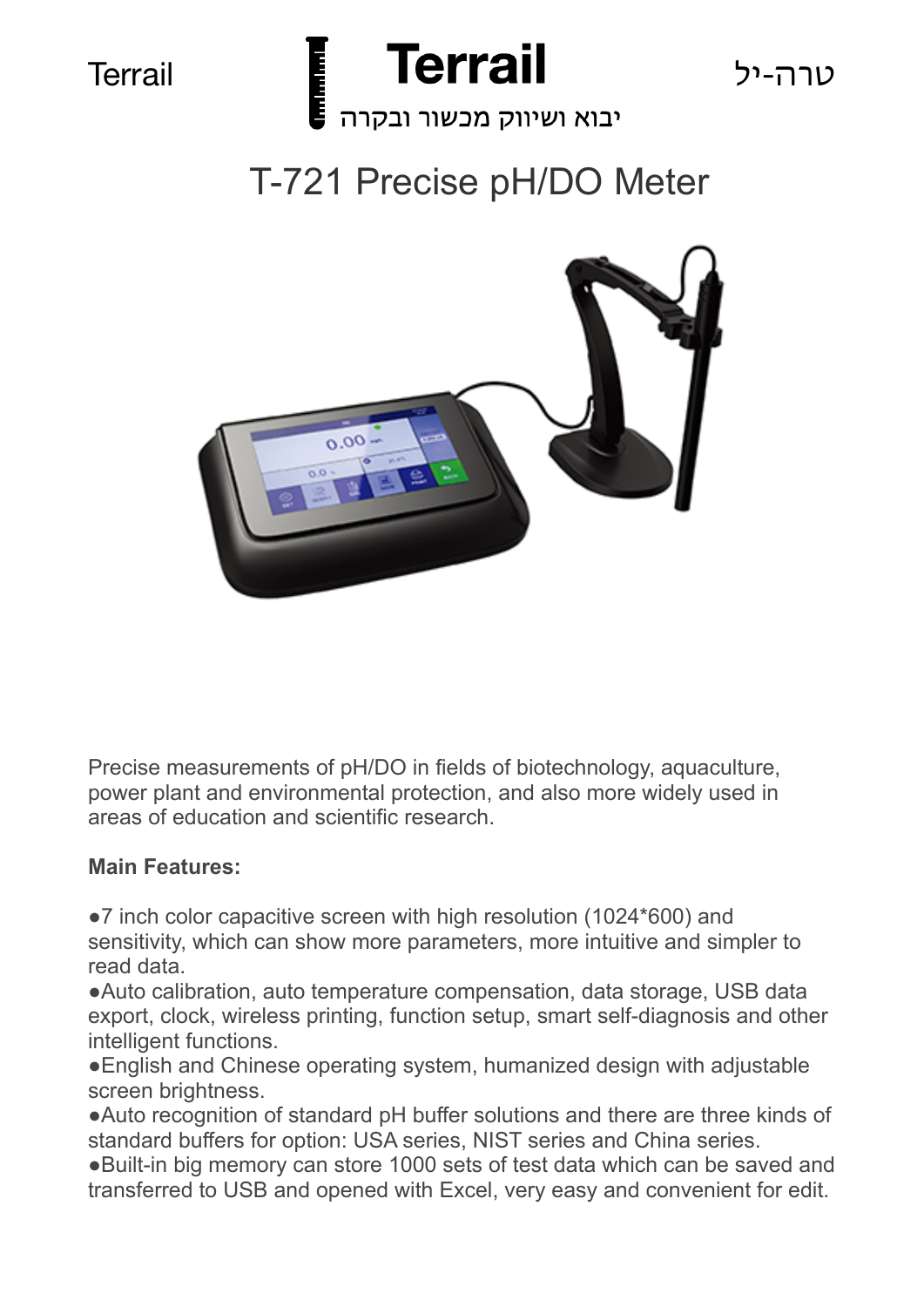Terrail

**Terrail**

יבוא ושיווק מכשור ובקרה

טרה-יל

# T-721 Precise pH/DO Meter

Precise measurements of pH/DO in fields of biotechnology, aquaculture, power plant and environmental protection, and also more widely used in areas of education and scientific research.

**Main Features:**

●7 inch color capacitive screen with high resolution (1024*600) and sensitivity, which can show more parameters, more intuitive and simpler to read data.
●Auto calibration, auto temperature compensation, data storage, USB data export, clock, wireless printing, function setup, smart self-diagnosis and other intelligent functions.
●English and Chinese operating system, humanized design with adjustable screen brightness.
●Auto recognition of standard pH buffer solutions and there are three kinds of standard buffers for option: USA series, NIST series and China series.
●Built-in big memory can store 1000 sets of test data which can be saved and transferred to USB and opened with Excel, very easy and convenient for edit.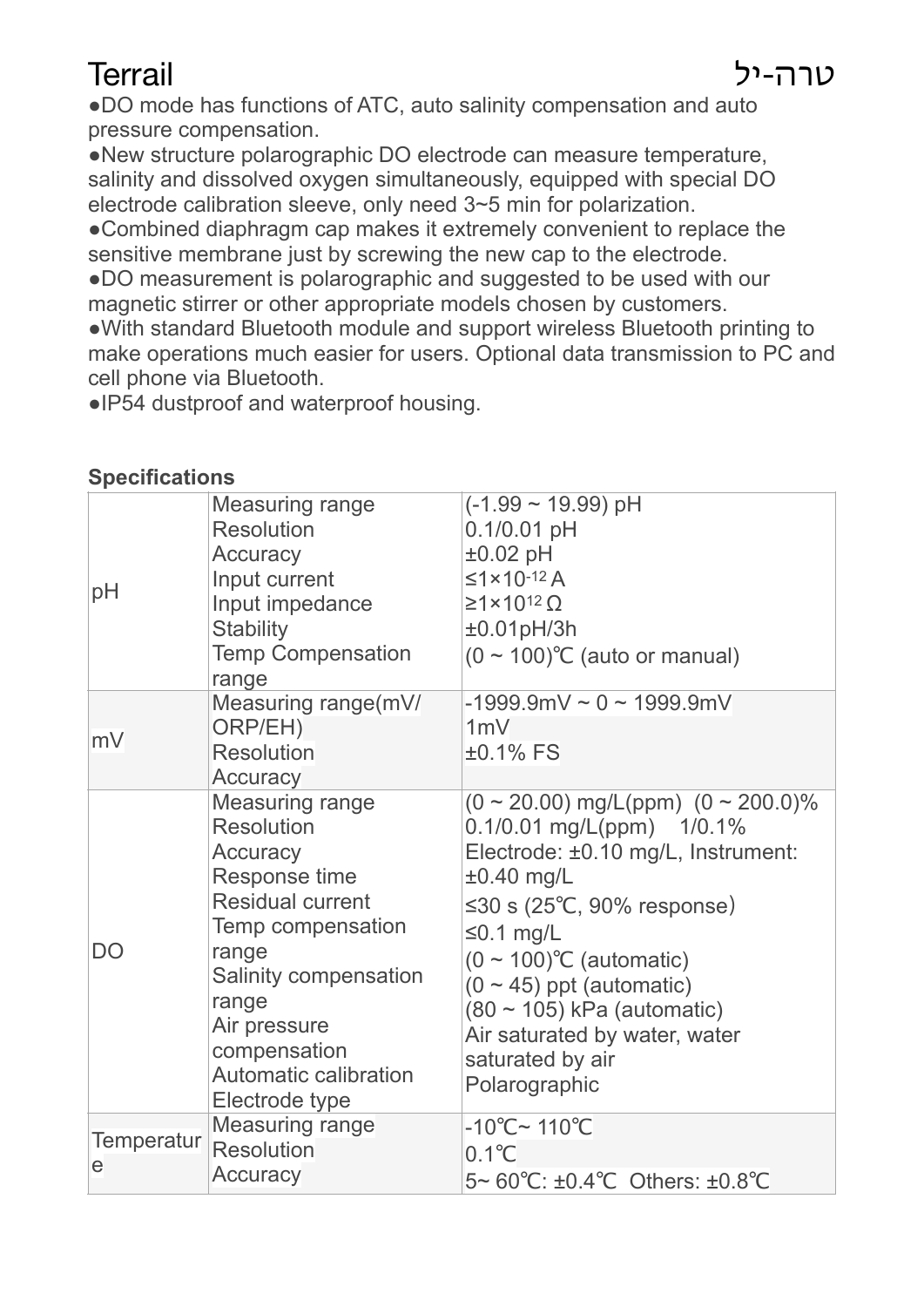●DO mode has functions of ATC, auto salinity compensation and auto pressure compensation.
●New structure polarographic DO electrode can measure temperature, salinity and dissolved oxygen simultaneously, equipped with special DO electrode calibration sleeve, only need 3~5 min for polarization.
●Combined diaphragm cap makes it extremely convenient to replace the sensitive membrane just by screwing the new cap to the electrode.
●DO measurement is polarographic and suggested to be used with our magnetic stirrer or other appropriate models chosen by customers.
●With standard Bluetooth module and support wireless Bluetooth printing to make operations much easier for users. Optional data transmission to PC and cell phone via Bluetooth.
●IP54 dustproof and waterproof housing.

**Specifications**

| | | |
|---|---|---|
| pH | Measuring range | (-1.99 ~ 19.99) pH |
| | Resolution | 0.1/0.01 pH |
| | Accuracy | ±0.02 pH |
| | Input current | ≤$1\times10^{-12}$ A |
| | Input impedance | ≥$1\times10^{12}$ Ω |
| | Stability | ±0.01pH/3h |
| | Temp Compensation range | (0 ~ 100)℃ (auto or manual) |
| mV | Measuring range(mV/ORP/EH) | -1999.9mV ~ 0 ~ 1999.9mV |
| | Resolution | 1mV |
| | Accuracy | ±0.1% FS |
| DO | Measuring range | (0 ~ 20.00) mg/L(ppm) (0 ~ 200.0)% |
| | Resolution | 0.1/0.01 mg/L(ppm) 1/0.1% |
| | Accuracy | Electrode: ±0.10 mg/L, Instrument: ±0.40 mg/L |
| | Response time | ≤30 s (25℃, 90% response) |
| | Residual current | ≤0.1 mg/L |
| | Temp compensation range | (0 ~ 100)℃ (automatic) |
| | Salinity compensation range | (0 ~ 45) ppt (automatic) |
| | Air pressure compensation | (80 ~ 105) kPa (automatic) |
| | Automatic calibration | Air saturated by water, water saturated by air |
| | Electrode type | Polarographic |
| Temperature | Measuring range | -10℃~ 110℃ |
| | Resolution | 0.1℃ |
| | Accuracy | 5~ 60℃: ±0.4℃ Others: ±0.8℃ |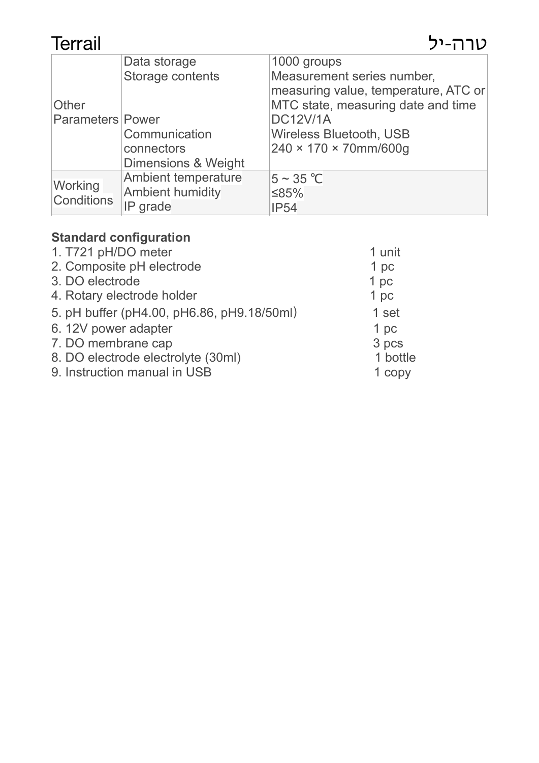| | | |
|---|---|---|
| Other Parameters | Data storage | 1000 groups |
| | Storage contents | Measurement series number, measuring value, temperature, ATC or MTC state, measuring date and time |
| | Power | DC12V/1A |
| | Communication connectors | Wireless Bluetooth, USB |
| | Dimensions & Weight | 240 × 170 × 70mm/600g |
| Working Conditions | Ambient temperature | 5 ~ 35 ℃ |
| | Ambient humidity | ≤85% |
| | IP grade | IP54 |

**Standard configuration**

1. T721 pH/DO meter — 1 unit
2. Composite pH electrode — 1 pc
3. DO electrode — 1 pc
4. Rotary electrode holder — 1 pc
5. pH buffer (pH4.00, pH6.86, pH9.18/50ml) — 1 set
6. 12V power adapter — 1 pc
7. DO membrane cap — 3 pcs
8. DO electrode electrolyte (30ml) — 1 bottle
9. Instruction manual in USB — 1 copy